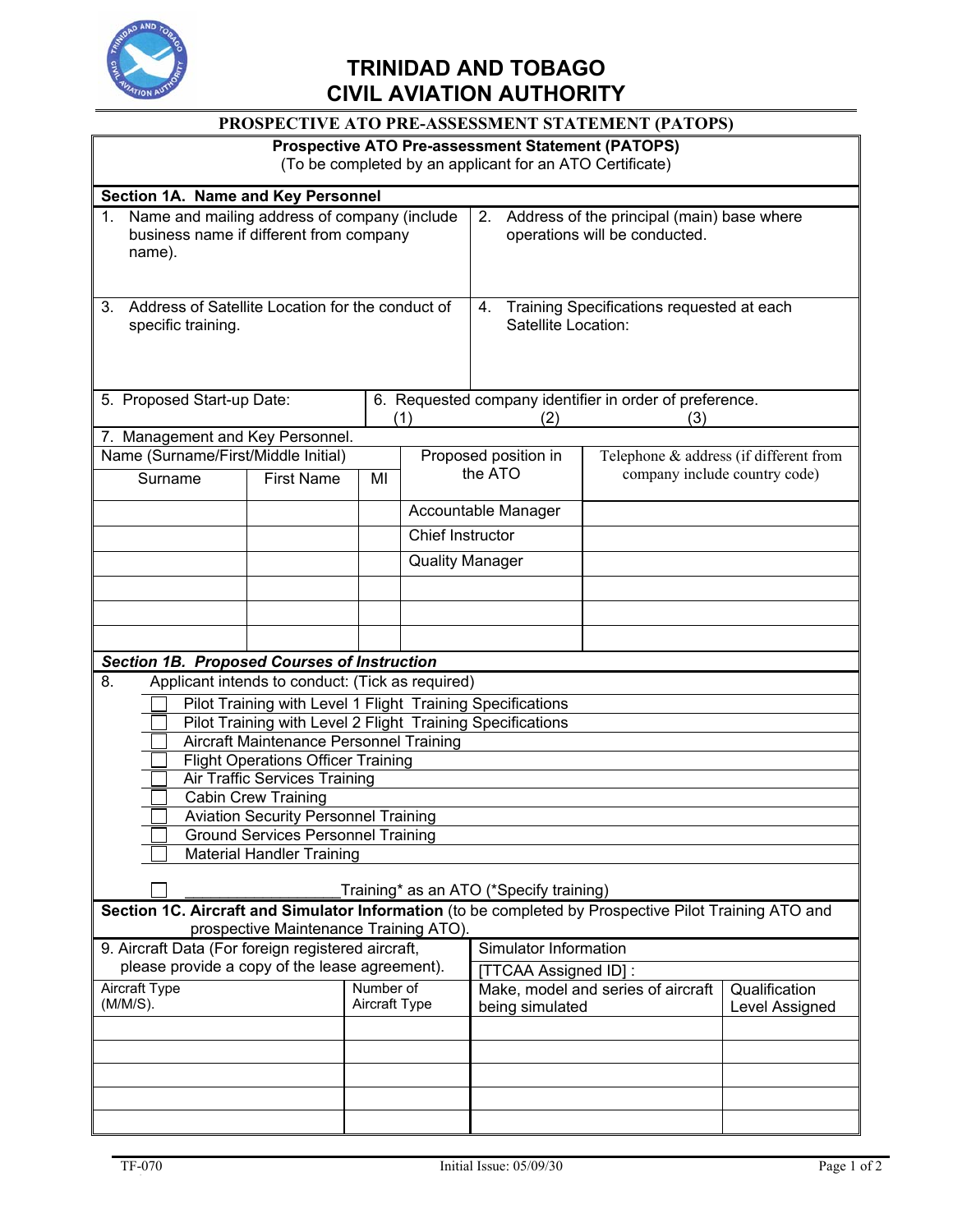# TRINIDAD AND TOBAGO CIVIL AVIATION AUTHORITY

## PROSPECTIVE ATO PRE-ASSESSMENT STATEMENT (PATOPS)

**Prospective ATO Pre-assessment Statement (PATOPS)**
(To be completed by an applicant for an ATO Certificate)

### Section 1A. Name and Key Personnel

| 1. Name and mailing address of company (include business name if different from company name). | 2. Address of the principal (main) base where operations will be conducted. |
|---|---|
| | |

| 3. Address of Satellite Location for the conduct of specific training. | 4. Training Specifications requested at each Satellite Location: |
|---|---|
| | |

| 5. Proposed Start-up Date: | 6. Requested company identifier in order of preference. (1) (2) (3) |
|---|---|
| | |

7. Management and Key Personnel.

| Name (Surname/First/Middle Initial) | | | Proposed position in the ATO | Telephone & address (if different from company include country code) |
|---|---|---|---|---|
| Surname | First Name | MI | | |
| | | | Accountable Manager | |
| | | | Chief Instructor | |
| | | | Quality Manager | |
| | | | | |
| | | | | |
| | | | | |

### *Section 1B. Proposed Courses of Instruction*

8. Applicant intends to conduct: (Tick as required)

- ☐ Pilot Training with Level 1 Flight Training Specifications
- ☐ Pilot Training with Level 2 Flight Training Specifications
- ☐ Aircraft Maintenance Personnel Training
- ☐ Flight Operations Officer Training
- ☐ Air Traffic Services Training
- ☐ Cabin Crew Training
- ☐ Aviation Security Personnel Training
- ☐ Ground Services Personnel Training
- ☐ Material Handler Training
- ☐ ________________Training* as an ATO (*Specify training)

### Section 1C. Aircraft and Simulator Information (to be completed by Prospective Pilot Training ATO and prospective Maintenance Training ATO).

| 9. Aircraft Data (For foreign registered aircraft, please provide a copy of the lease agreement). | | Simulator Information [TTCAA Assigned ID] : | |
|---|---|---|---|
| Aircraft Type (M/M/S). | Number of Aircraft Type | Make, model and series of aircraft being simulated | Qualification Level Assigned |
| | | | |
| | | | |
| | | | |
| | | | |
| | | | |

TF-070 Initial Issue: 05/09/30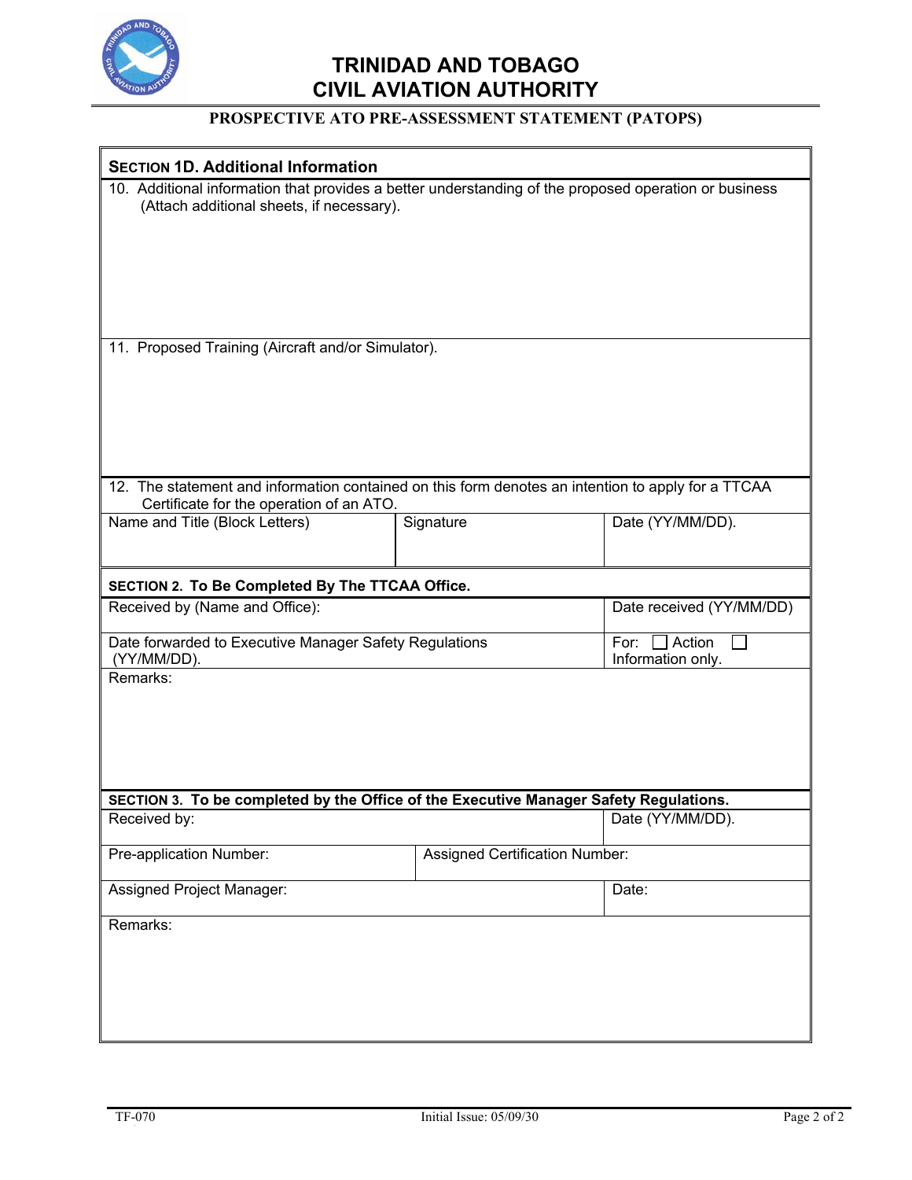# TRINIDAD AND TOBAGO CIVIL AVIATION AUTHORITY

## PROSPECTIVE ATO PRE-ASSESSMENT STATEMENT (PATOPS)

### SECTION 1D. Additional Information

10. Additional information that provides a better understanding of the proposed operation or business (Attach additional sheets, if necessary).

11. Proposed Training (Aircraft and/or Simulator).

12. The statement and information contained on this form denotes an intention to apply for a TTCAA Certificate for the operation of an ATO.

| Name and Title (Block Letters) | Signature | Date (YY/MM/DD). |
|---|---|---|
| | | |

### SECTION 2. To Be Completed By The TTCAA Office.

| Received by (Name and Office): | Date received (YY/MM/DD) |
|---|---|
| Date forwarded to Executive Manager Safety Regulations (YY/MM/DD). | For: ☐ Action ☐ Information only. |

Remarks:

### SECTION 3. To be completed by the Office of the Executive Manager Safety Regulations.

| Received by: | Date (YY/MM/DD). |
|---|---|
| Pre-application Number: | Assigned Certification Number: |
| Assigned Project Manager: | Date: |

Remarks:

TF-070 | Initial Issue: 05/09/30